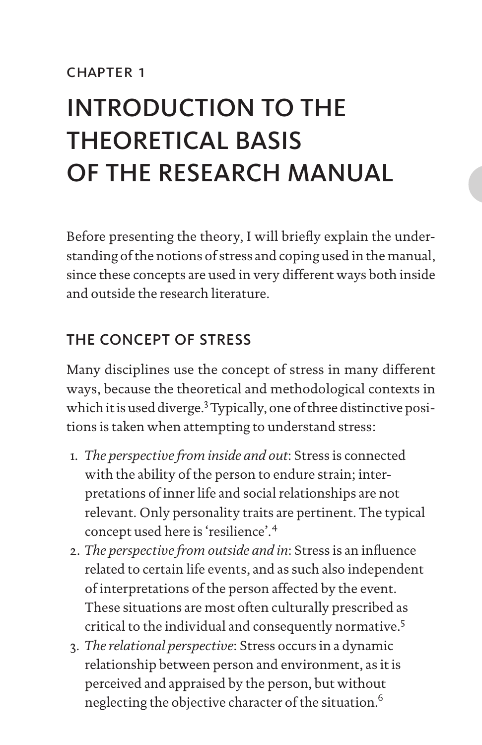CHAPTER 1

# INTRODUCTION TO THE THEORETICAL BASIS OF THE RESEARCH MANUAL

Before presenting the theory, I will briefly explain the understanding of the notions of stress and coping used in the manual, since these concepts are used in very different ways both inside and outside the research literature.

## THE CONCEPT OF STRESS

Many disciplines use the concept of stress in many different ways, because the theoretical and methodological contexts in which it is used diverge.[3] Typically, one of three distinctive positions is taken when attempting to understand stress:

1. *The perspective from inside and out*: Stress is connected with the ability of the person to endure strain; interpretations of inner life and social relationships are not relevant. Only personality traits are pertinent. The typical concept used here is 'resilience'.[4]
2. *The perspective from outside and in*: Stress is an influence related to certain life events, and as such also independent of interpretations of the person affected by the event. These situations are most often culturally prescribed as critical to the individual and consequently normative.[5]
3. *The relational perspective*: Stress occurs in a dynamic relationship between person and environment, as it is perceived and appraised by the person, but without neglecting the objective character of the situation.[6]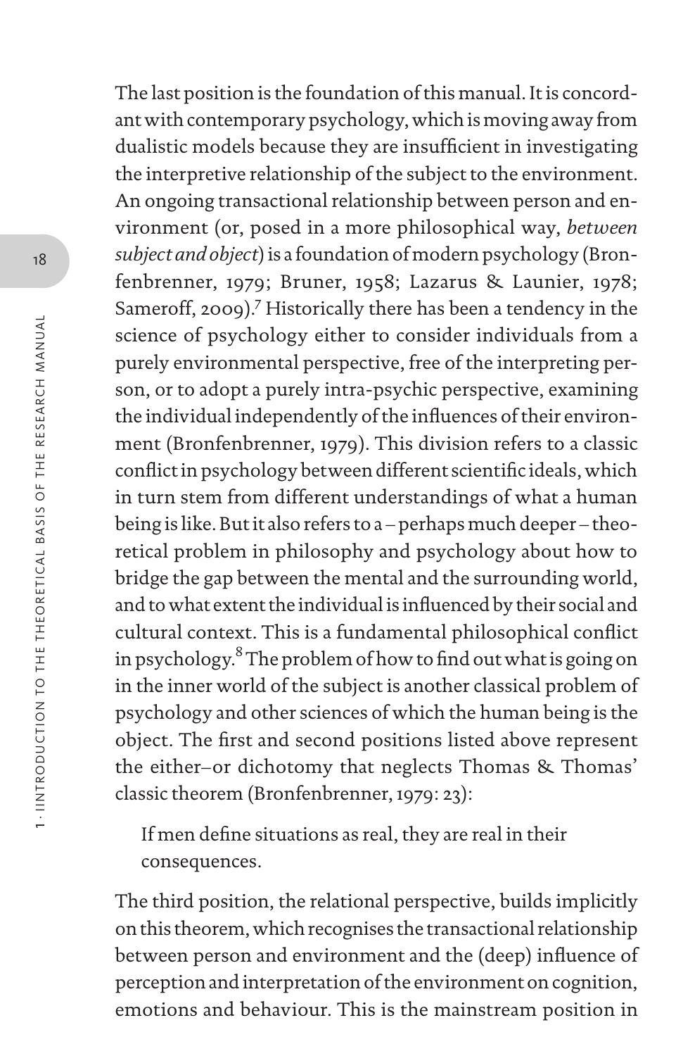The last position is the foundation of this manual. It is concordant with contemporary psychology, which is moving away from dualistic models because they are insufficient in investigating the interpretive relationship of the subject to the environment. An ongoing transactional relationship between person and environment (or, posed in a more philosophical way, *between subject and object*) is a foundation of modern psychology (Bronfenbrenner, 1979; Bruner, 1958; Lazarus & Launier, 1978; Sameroff, 2009).[7] Historically there has been a tendency in the science of psychology either to consider individuals from a purely environmental perspective, free of the interpreting person, or to adopt a purely intra-psychic perspective, examining the individual independently of the influences of their environment (Bronfenbrenner, 1979). This division refers to a classic conflict in psychology between different scientific ideals, which in turn stem from different understandings of what a human being is like. But it also refers to a – perhaps much deeper – theoretical problem in philosophy and psychology about how to bridge the gap between the mental and the surrounding world, and to what extent the individual is influenced by their social and cultural context. This is a fundamental philosophical conflict in psychology.[8] The problem of how to find out what is going on in the inner world of the subject is another classical problem of psychology and other sciences of which the human being is the object. The first and second positions listed above represent the either–or dichotomy that neglects Thomas & Thomas' classic theorem (Bronfenbrenner, 1979: 23):

> If men define situations as real, they are real in their consequences.

The third position, the relational perspective, builds implicitly on this theorem, which recognises the transactional relationship between person and environment and the (deep) influence of perception and interpretation of the environment on cognition, emotions and behaviour. This is the mainstream position in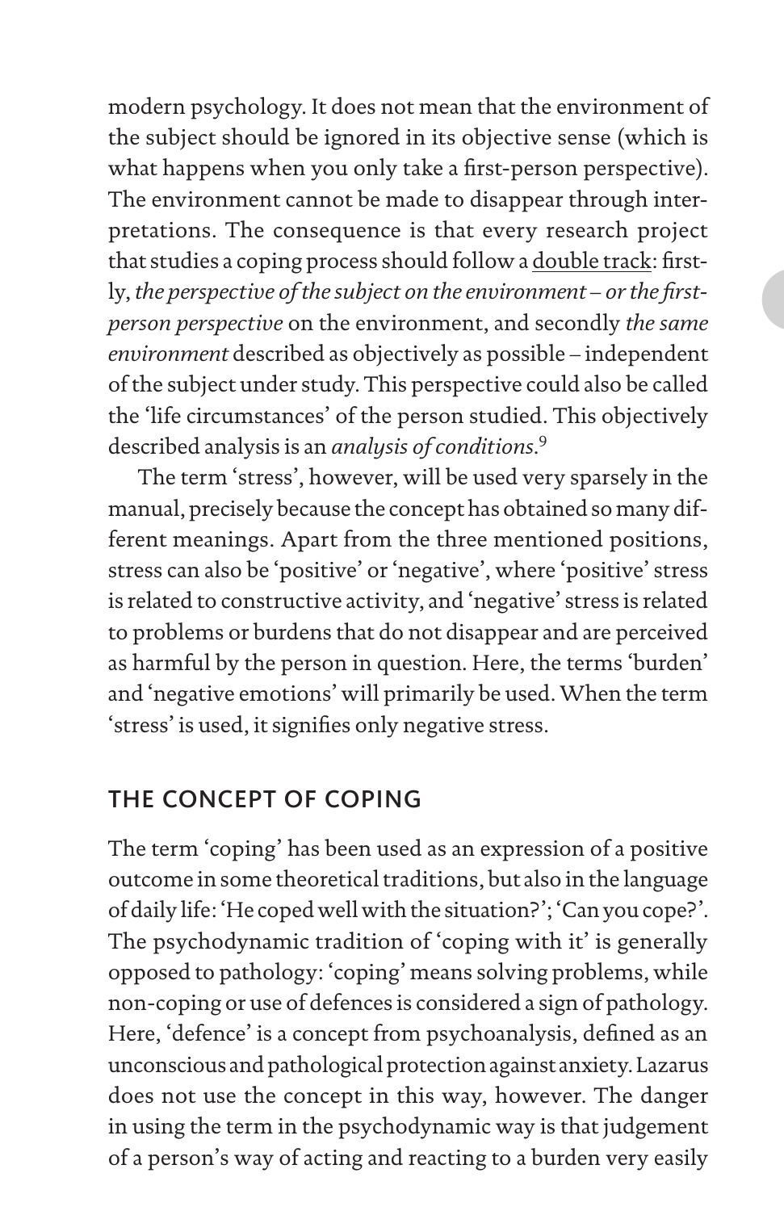modern psychology. It does not mean that the environment of the subject should be ignored in its objective sense (which is what happens when you only take a first-person perspective). The environment cannot be made to disappear through interpretations. The consequence is that every research project that studies a coping process should follow a double track: firstly, *the perspective of the subject on the environment – or the first-person perspective* on the environment, and secondly *the same environment* described as objectively as possible – independent of the subject under study. This perspective could also be called the 'life circumstances' of the person studied. This objectively described analysis is an *analysis of conditions*.[9]

The term 'stress', however, will be used very sparsely in the manual, precisely because the concept has obtained so many different meanings. Apart from the three mentioned positions, stress can also be 'positive' or 'negative', where 'positive' stress is related to constructive activity, and 'negative' stress is related to problems or burdens that do not disappear and are perceived as harmful by the person in question. Here, the terms 'burden' and 'negative emotions' will primarily be used. When the term 'stress' is used, it signifies only negative stress.

## THE CONCEPT OF COPING

The term 'coping' has been used as an expression of a positive outcome in some theoretical traditions, but also in the language of daily life: 'He coped well with the situation?'; 'Can you cope?'. The psychodynamic tradition of 'coping with it' is generally opposed to pathology: 'coping' means solving problems, while non-coping or use of defences is considered a sign of pathology. Here, 'defence' is a concept from psychoanalysis, defined as an unconscious and pathological protection against anxiety. Lazarus does not use the concept in this way, however. The danger in using the term in the psychodynamic way is that judgement of a person's way of acting and reacting to a burden very easily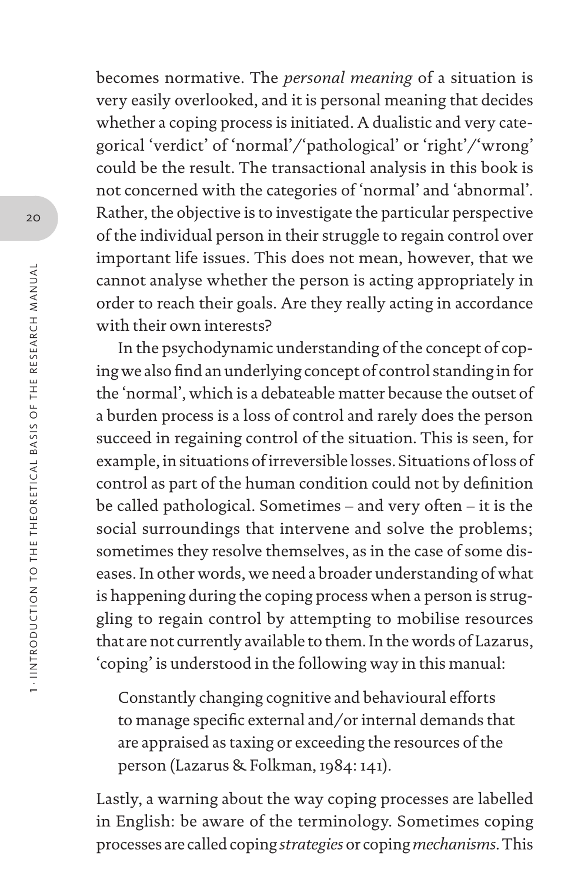becomes normative. The *personal meaning* of a situation is very easily overlooked, and it is personal meaning that decides whether a coping process is initiated. A dualistic and very categorical 'verdict' of 'normal'/'pathological' or 'right'/'wrong' could be the result. The transactional analysis in this book is not concerned with the categories of 'normal' and 'abnormal'. Rather, the objective is to investigate the particular perspective of the individual person in their struggle to regain control over important life issues. This does not mean, however, that we cannot analyse whether the person is acting appropriately in order to reach their goals. Are they really acting in accordance with their own interests?

In the psychodynamic understanding of the concept of coping we also find an underlying concept of control standing in for the 'normal', which is a debateable matter because the outset of a burden process is a loss of control and rarely does the person succeed in regaining control of the situation. This is seen, for example, in situations of irreversible losses. Situations of loss of control as part of the human condition could not by definition be called pathological. Sometimes – and very often – it is the social surroundings that intervene and solve the problems; sometimes they resolve themselves, as in the case of some diseases. In other words, we need a broader understanding of what is happening during the coping process when a person is struggling to regain control by attempting to mobilise resources that are not currently available to them. In the words of Lazarus, 'coping' is understood in the following way in this manual:

> Constantly changing cognitive and behavioural efforts to manage specific external and/or internal demands that are appraised as taxing or exceeding the resources of the person (Lazarus & Folkman, 1984: 141).

Lastly, a warning about the way coping processes are labelled in English: be aware of the terminology. Sometimes coping processes are called coping *strategies* or coping *mechanisms*. This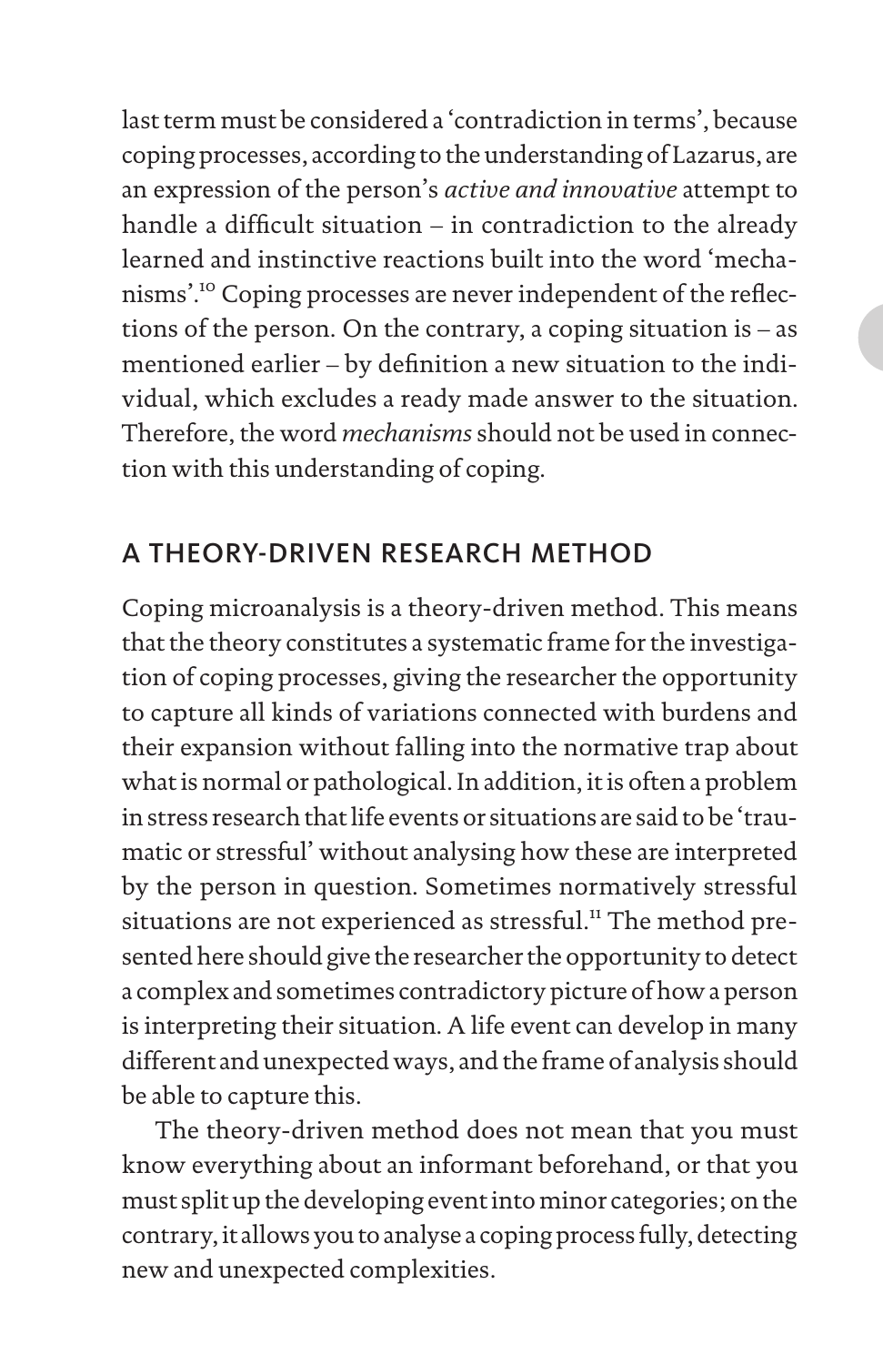last term must be considered a 'contradiction in terms', because coping processes, according to the understanding of Lazarus, are an expression of the person's *active and innovative* attempt to handle a difficult situation – in contradiction to the already learned and instinctive reactions built into the word 'mechanisms'.[10] Coping processes are never independent of the reflections of the person. On the contrary, a coping situation is – as mentioned earlier – by definition a new situation to the individual, which excludes a ready made answer to the situation. Therefore, the word *mechanisms* should not be used in connection with this understanding of coping.

## A THEORY-DRIVEN RESEARCH METHOD

Coping microanalysis is a theory-driven method. This means that the theory constitutes a systematic frame for the investigation of coping processes, giving the researcher the opportunity to capture all kinds of variations connected with burdens and their expansion without falling into the normative trap about what is normal or pathological. In addition, it is often a problem in stress research that life events or situations are said to be 'traumatic or stressful' without analysing how these are interpreted by the person in question. Sometimes normatively stressful situations are not experienced as stressful.[11] The method presented here should give the researcher the opportunity to detect a complex and sometimes contradictory picture of how a person is interpreting their situation. A life event can develop in many different and unexpected ways, and the frame of analysis should be able to capture this.

The theory-driven method does not mean that you must know everything about an informant beforehand, or that you must split up the developing event into minor categories; on the contrary, it allows you to analyse a coping process fully, detecting new and unexpected complexities.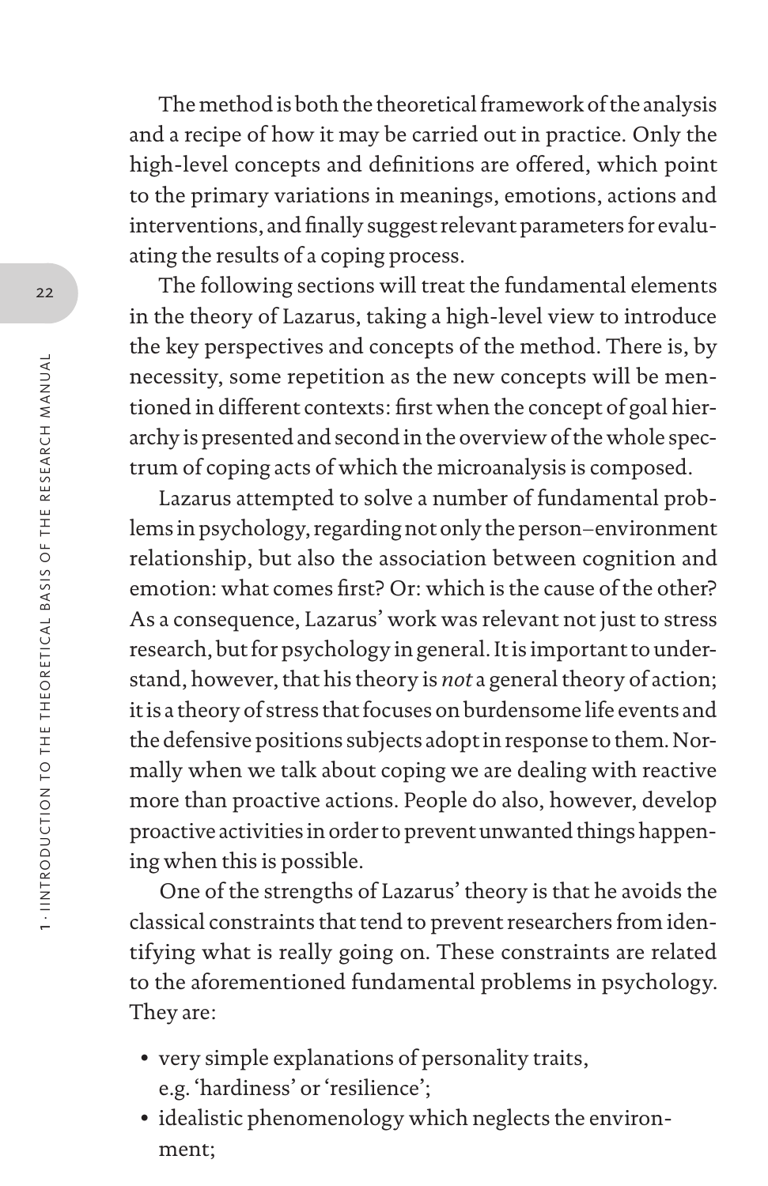The method is both the theoretical framework of the analysis and a recipe of how it may be carried out in practice. Only the high-level concepts and definitions are offered, which point to the primary variations in meanings, emotions, actions and interventions, and finally suggest relevant parameters for evaluating the results of a coping process.

The following sections will treat the fundamental elements in the theory of Lazarus, taking a high-level view to introduce the key perspectives and concepts of the method. There is, by necessity, some repetition as the new concepts will be mentioned in different contexts: first when the concept of goal hierarchy is presented and second in the overview of the whole spectrum of coping acts of which the microanalysis is composed.

Lazarus attempted to solve a number of fundamental problems in psychology, regarding not only the person–environment relationship, but also the association between cognition and emotion: what comes first? Or: which is the cause of the other? As a consequence, Lazarus' work was relevant not just to stress research, but for psychology in general. It is important to understand, however, that his theory is *not* a general theory of action; it is a theory of stress that focuses on burdensome life events and the defensive positions subjects adopt in response to them. Normally when we talk about coping we are dealing with reactive more than proactive actions. People do also, however, develop proactive activities in order to prevent unwanted things happening when this is possible.

One of the strengths of Lazarus' theory is that he avoids the classical constraints that tend to prevent researchers from identifying what is really going on. These constraints are related to the aforementioned fundamental problems in psychology. They are:

- very simple explanations of personality traits, e.g. 'hardiness' or 'resilience';
- idealistic phenomenology which neglects the environment;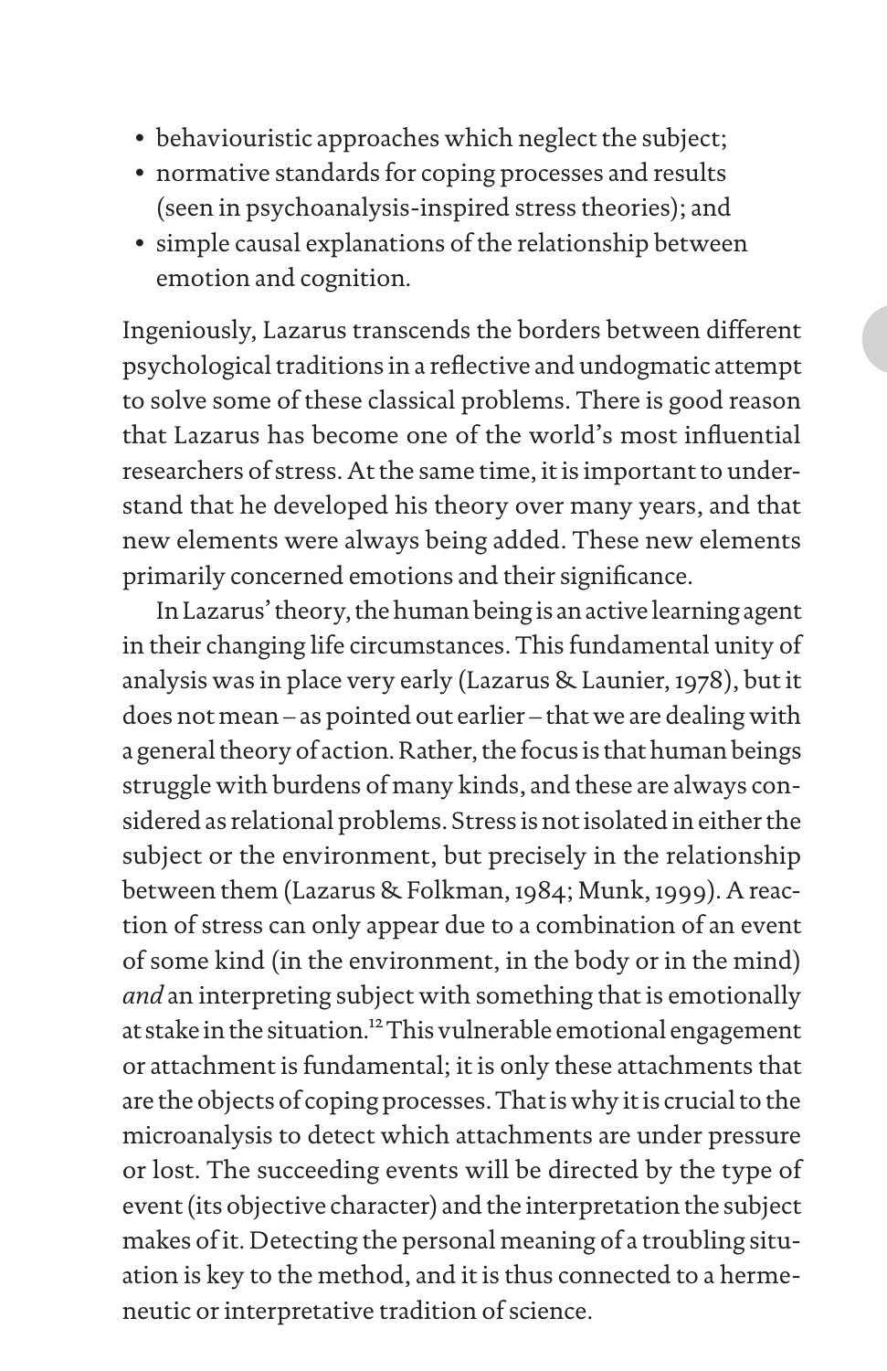- behaviouristic approaches which neglect the subject;
- normative standards for coping processes and results (seen in psychoanalysis-inspired stress theories); and
- simple causal explanations of the relationship between emotion and cognition.

Ingeniously, Lazarus transcends the borders between different psychological traditions in a reflective and undogmatic attempt to solve some of these classical problems. There is good reason that Lazarus has become one of the world's most influential researchers of stress. At the same time, it is important to understand that he developed his theory over many years, and that new elements were always being added. These new elements primarily concerned emotions and their significance.

In Lazarus' theory, the human being is an active learning agent in their changing life circumstances. This fundamental unity of analysis was in place very early (Lazarus & Launier, 1978), but it does not mean – as pointed out earlier – that we are dealing with a general theory of action. Rather, the focus is that human beings struggle with burdens of many kinds, and these are always considered as relational problems. Stress is not isolated in either the subject or the environment, but precisely in the relationship between them (Lazarus & Folkman, 1984; Munk, 1999). A reaction of stress can only appear due to a combination of an event of some kind (in the environment, in the body or in the mind) *and* an interpreting subject with something that is emotionally at stake in the situation.[12] This vulnerable emotional engagement or attachment is fundamental; it is only these attachments that are the objects of coping processes. That is why it is crucial to the microanalysis to detect which attachments are under pressure or lost. The succeeding events will be directed by the type of event (its objective character) and the interpretation the subject makes of it. Detecting the personal meaning of a troubling situation is key to the method, and it is thus connected to a hermeneutic or interpretative tradition of science.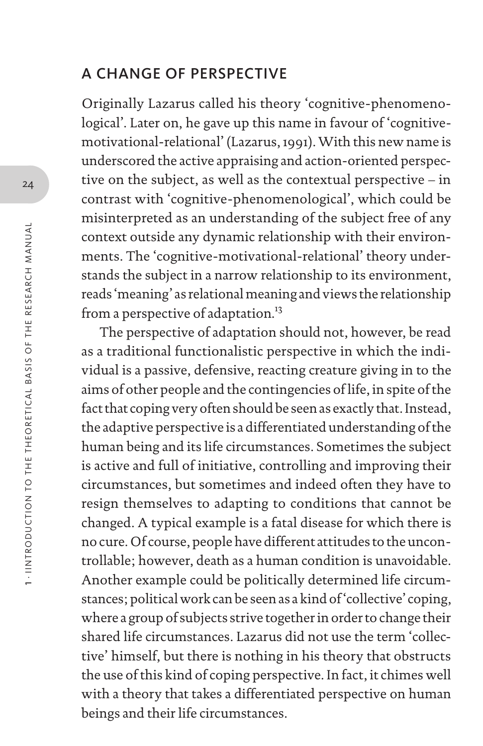## A CHANGE OF PERSPECTIVE

Originally Lazarus called his theory 'cognitive-phenomenological'. Later on, he gave up this name in favour of 'cognitive-motivational-relational' (Lazarus, 1991). With this new name is underscored the active appraising and action-oriented perspective on the subject, as well as the contextual perspective – in contrast with 'cognitive-phenomenological', which could be misinterpreted as an understanding of the subject free of any context outside any dynamic relationship with their environments. The 'cognitive-motivational-relational' theory understands the subject in a narrow relationship to its environment, reads 'meaning' as relational meaning and views the relationship from a perspective of adaptation.[13]

The perspective of adaptation should not, however, be read as a traditional functionalistic perspective in which the individual is a passive, defensive, reacting creature giving in to the aims of other people and the contingencies of life, in spite of the fact that coping very often should be seen as exactly that. Instead, the adaptive perspective is a differentiated understanding of the human being and its life circumstances. Sometimes the subject is active and full of initiative, controlling and improving their circumstances, but sometimes and indeed often they have to resign themselves to adapting to conditions that cannot be changed. A typical example is a fatal disease for which there is no cure. Of course, people have different attitudes to the uncontrollable; however, death as a human condition is unavoidable. Another example could be politically determined life circumstances; political work can be seen as a kind of 'collective' coping, where a group of subjects strive together in order to change their shared life circumstances. Lazarus did not use the term 'collective' himself, but there is nothing in his theory that obstructs the use of this kind of coping perspective. In fact, it chimes well with a theory that takes a differentiated perspective on human beings and their life circumstances.